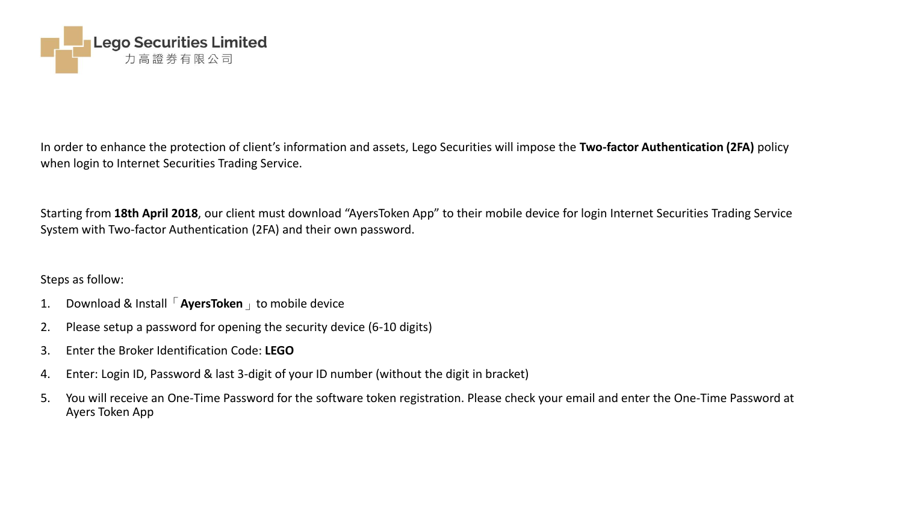Lego Securities Limited
力高證券有限公司

In order to enhance the protection of client's information and assets, Lego Securities will impose the **Two-factor Authentication (2FA)** policy when login to Internet Securities Trading Service.

Starting from **18th April 2018**, our client must download "AyersToken App" to their mobile device for login Internet Securities Trading Service System with Two-factor Authentication (2FA) and their own password.

Steps as follow:

1. Download & Install「**AyersToken**」to mobile device
2. Please setup a password for opening the security device (6-10 digits)
3. Enter the Broker Identification Code: **LEGO**
4. Enter: Login ID, Password & last 3-digit of your ID number (without the digit in bracket)
5. You will receive an One-Time Password for the software token registration. Please check your email and enter the One-Time Password at Ayers Token App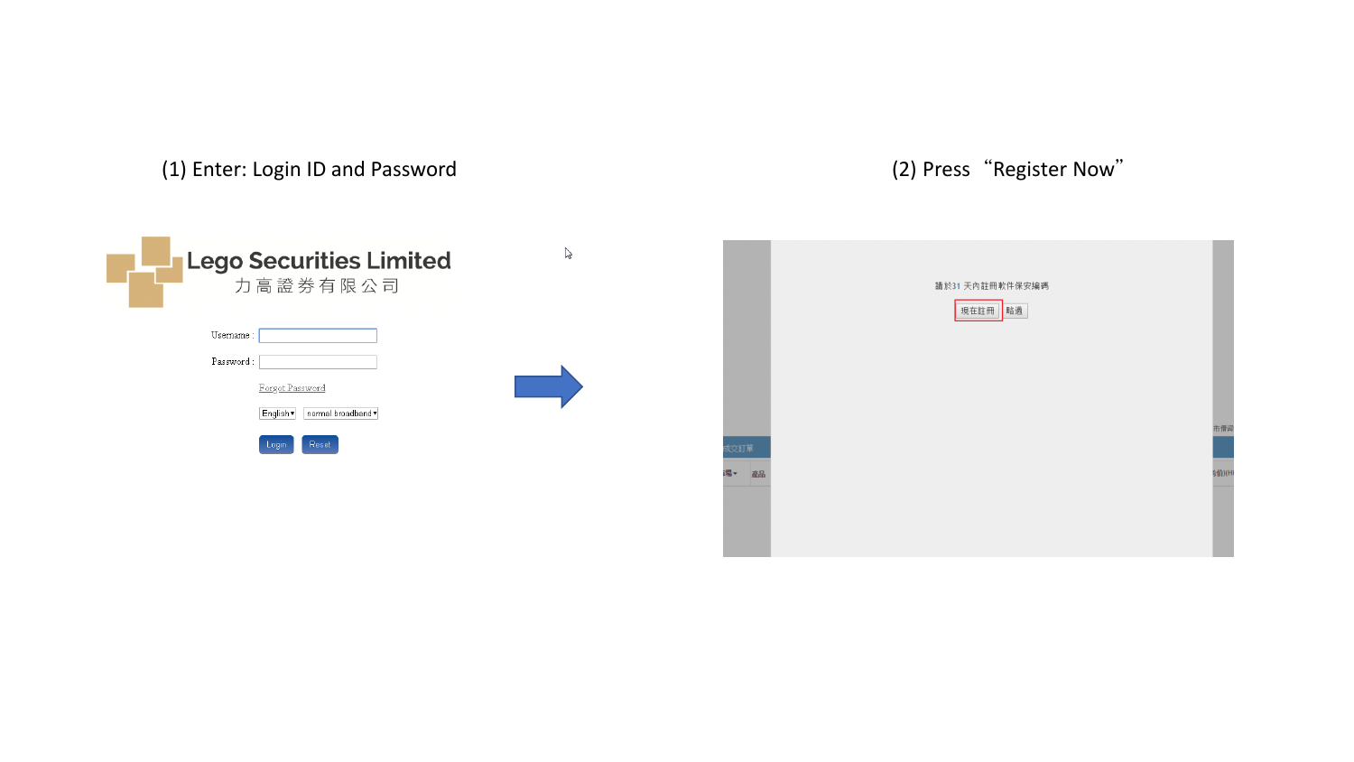(1) Enter: Login ID and Password

Lego Securities Limited
力高證券有限公司

Username :

Password :

Forgot Password

English ▾ normal broadband ▾

Login Reset

(2) Press "Register Now"

請於31 天內註冊軟件保安編碼

現在註冊 略過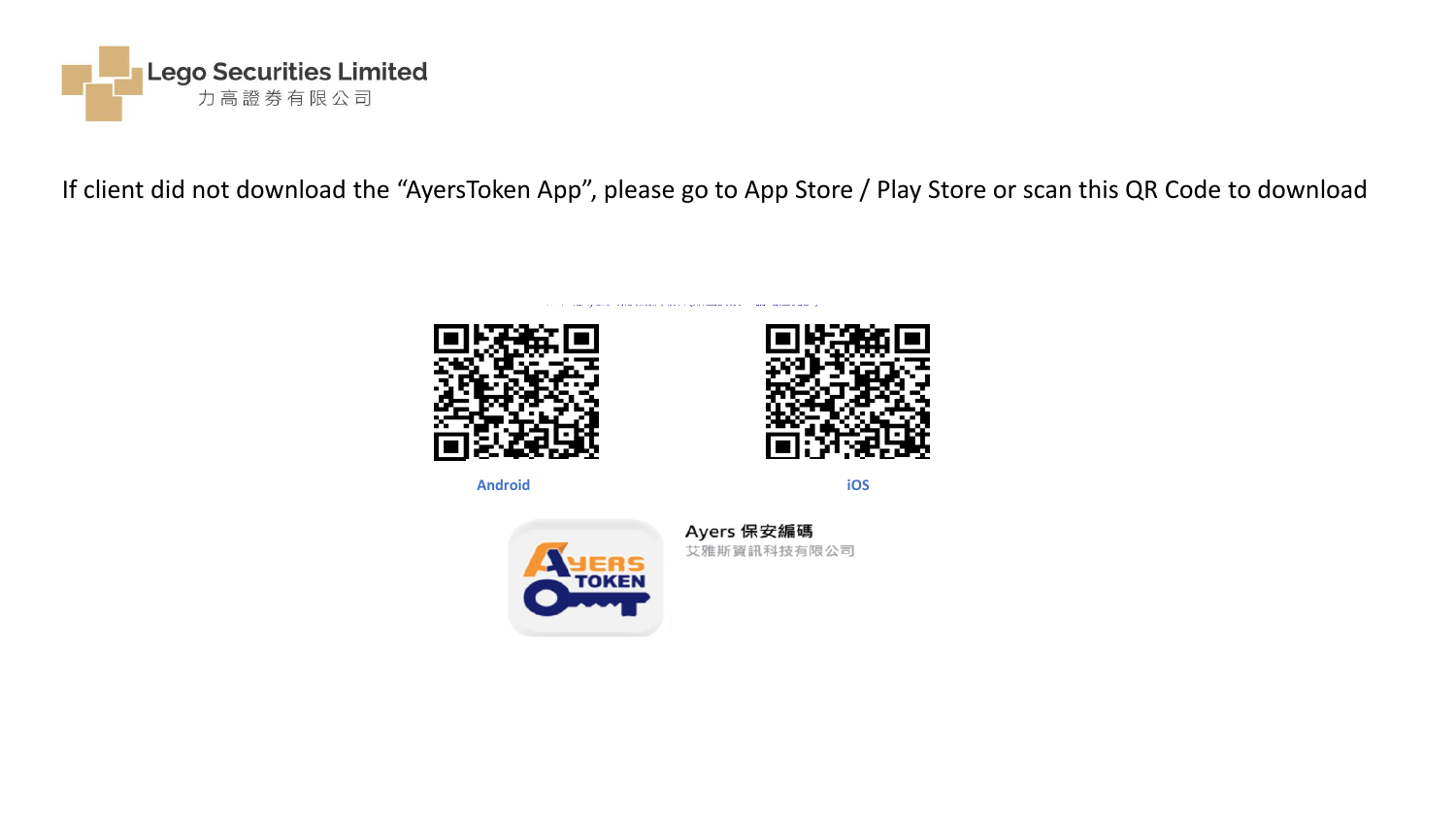Lego Securities Limited
力高證券有限公司

If client did not download the “AyersToken App”, please go to App Store / Play Store or scan this QR Code to download

Android

iOS

Ayers 保安編碼
艾雅斯資訊科技有限公司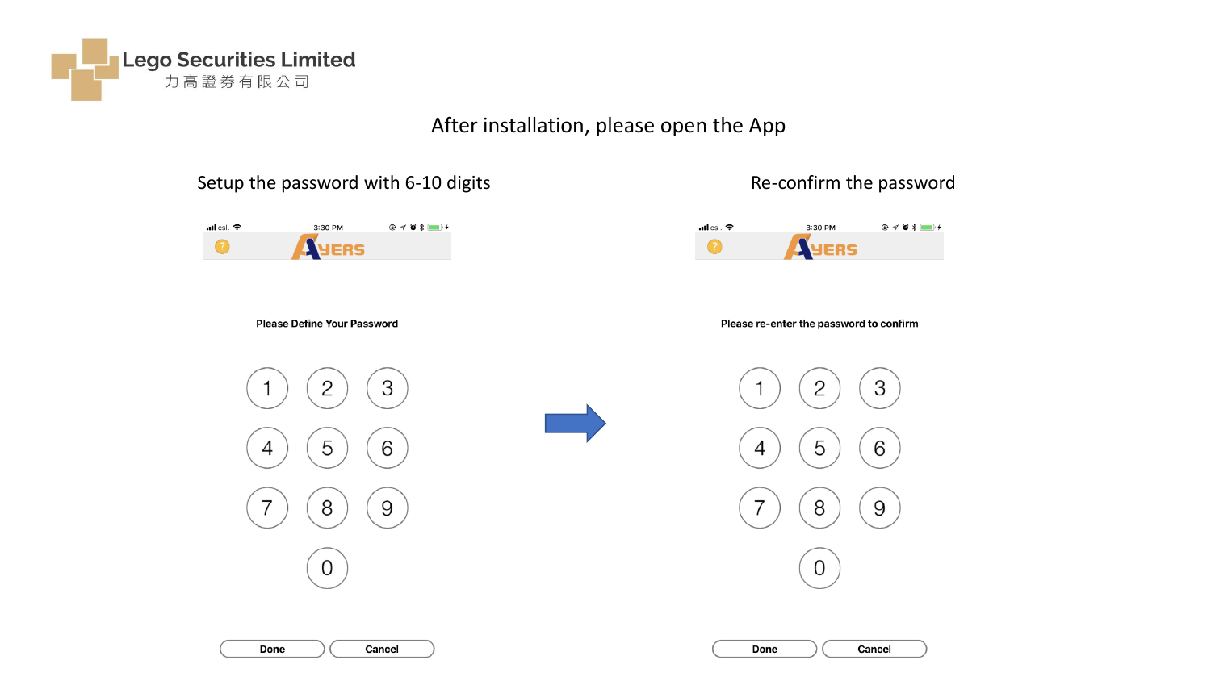After installation, please open the App

Setup the password with 6-10 digits

Please Define Your Password

1 2 3
4 5 6
7 8 9
0

Done Cancel

Re-confirm the password

Please re-enter the password to confirm

1 2 3
4 5 6
7 8 9
0

Done Cancel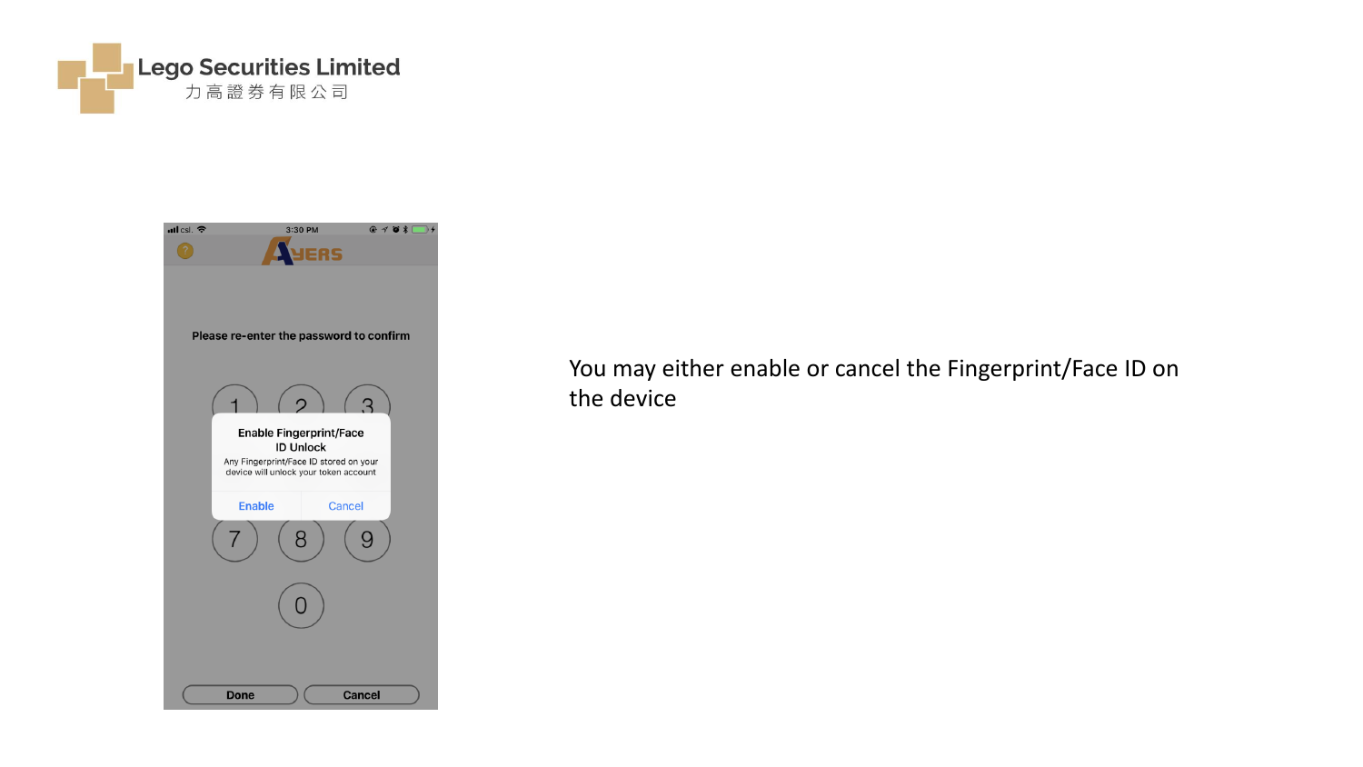Lego Securities Limited
力高證券有限公司

Please re-enter the password to confirm

**Enable Fingerprint/Face ID Unlock**

Any Fingerprint/Face ID stored on your device will unlock your token account

Enable | Cancel

Done | Cancel

You may either enable or cancel the Fingerprint/Face ID on the device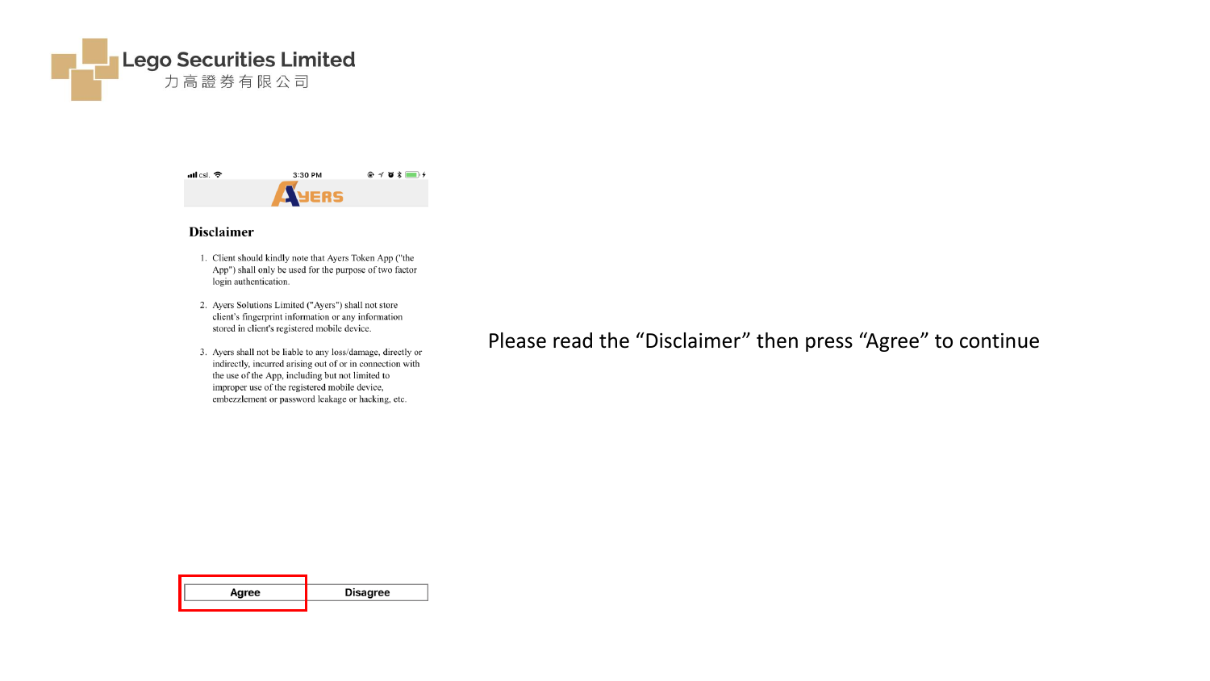Lego Securities Limited
力高證券有限公司

3:30 PM

AYERS

## Disclaimer

1. Client should kindly note that Ayers Token App ("the App") shall only be used for the purpose of two factor login authentication.
2. Ayers Solutions Limited ("Ayers") shall not store client's fingerprint information or any information stored in client's registered mobile device.
3. Ayers shall not be liable to any loss/damage, directly or indirectly, incurred arising out of or in connection with the use of the App, including but not limited to improper use of the registered mobile device, embezzlement or password leakage or hacking, etc.

Agree | Disagree

Please read the "Disclaimer" then press "Agree" to continue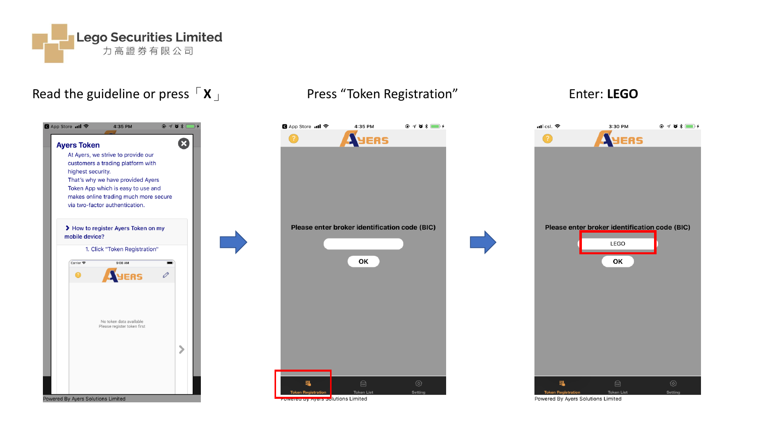Lego Securities Limited
力高證券有限公司

Read the guideline or press「X」

**Ayers Token**

At Ayers, we strive to provide our customers a trading platform with highest security.
That's why we have provided Ayers Token App which is easy to use and makes online trading much more secure via two-factor authentication.

> How to register Ayers Token on my mobile device?

1. Click "Token Registration"

No token data available
Please register token first

Powered By Ayers Solutions Limited

Press "Token Registration"

Please enter broker identification code (BIC)

OK

Token Registration | Token List | Setting

Powered By Ayers Solutions Limited

Enter: **LEGO**

Please enter broker identification code (BIC)

LEGO

OK

Token Registration | Token List | Setting

Powered By Ayers Solutions Limited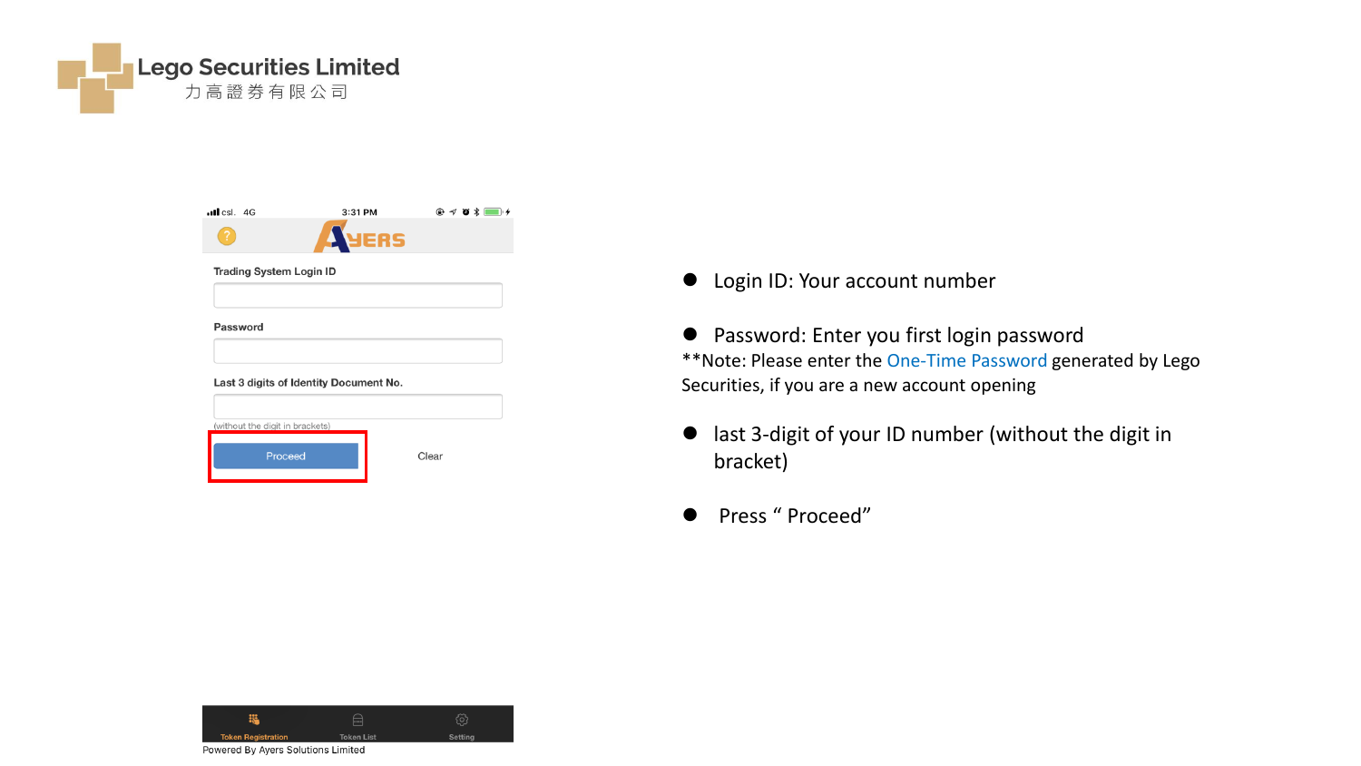Lego Securities Limited
力高證券有限公司

Trading System Login ID

Password

Last 3 digits of Identity Document No.

(without the digit in brackets)

Proceed

Clear

Token Registration

Token List

Setting

Powered By Ayers Solutions Limited

- Login ID: Your account number
- Password: Enter you first login password

**Note: Please enter the One-Time Password generated by Lego Securities, if you are a new account opening

- last 3-digit of your ID number (without the digit in bracket)
- Press “ Proceed”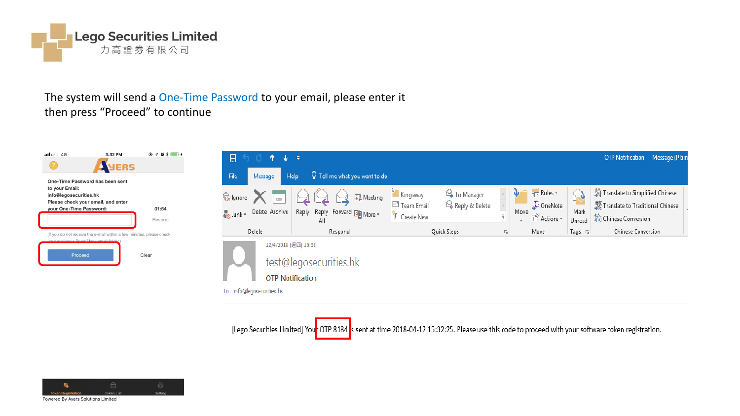Lego Securities Limited
力高證券有限公司

The system will send a One-Time Password to your email, please enter it then press “Proceed” to continue

One-Time Password has been sent to your Email:
info@legosecurities.hk
Please check your email, and enter your One-Time Password:

01:54

Resend

(If you do not receive the e-mail within a few minutes, please check your mailbox's Spam/Junk email folder)

Proceed

Clear

Token Registration | Token List | Setting

Powered By Ayers Solutions Limited

OTP Notification - Message (Plain

12/4/2018 (週四) 15:32

test@legosecurities.hk

OTP Notification

To info@legosecurities.hk

[Lego Securities Limited] Your OTP 8184 is sent at time 2018-04-12 15:32:25. Please use this code to proceed with your software token registration.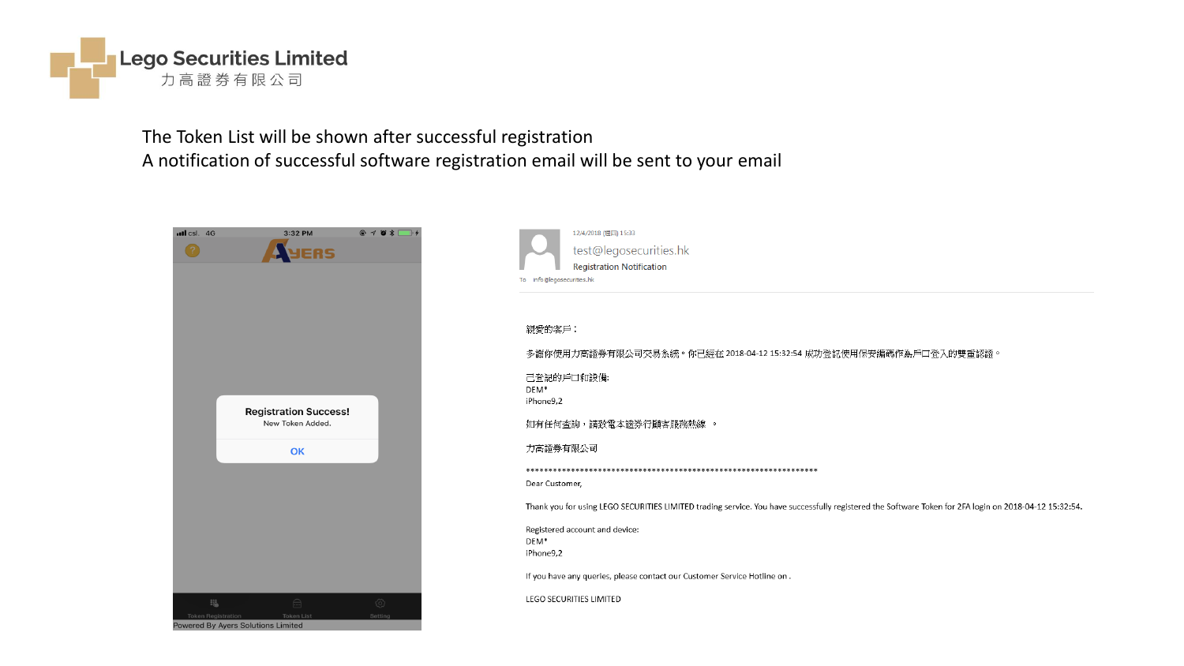Lego Securities Limited
力高證券有限公司

The Token List will be shown after successful registration
A notification of successful software registration email will be sent to your email

csl. 4G 3:32 PM

AYERS

Registration Success!
New Token Added.

OK

Token Registration Token List Setting
Powered By Ayers Solutions Limited

12/4/2018 (週四) 15:33
test@legosecurities.hk
Registration Notification
To info@legosecurities.hk

親愛的客戶：

多謝你使用力高證券有限公司交易系統。你已經在 2018-04-12 15:32:54 成功登記使用保安編碼作為戶口登入的雙重認證。

已登記的戶口和設備:
DEM*
iPhone9,2

如有任何查詢，請致電本證券行顧客服務熱線 。

力高證券有限公司

\*\*\*\*\*\*\*\*\*\*\*\*\*\*\*\*\*\*\*\*\*\*\*\*\*\*\*\*\*\*\*\*\*\*\*\*\*\*\*\*\*\*\*\*\*\*\*\*\*\*\*\*\*\*\*\*\*\*\*\*\*\*\*\*\*\*

Dear Customer,

Thank you for using LEGO SECURITIES LIMITED trading service. You have successfully registered the Software Token for 2FA login on 2018-04-12 15:32:54.

Registered account and device:
DEM*
iPhone9,2

If you have any queries, please contact our Customer Service Hotline on .

LEGO SECURITIES LIMITED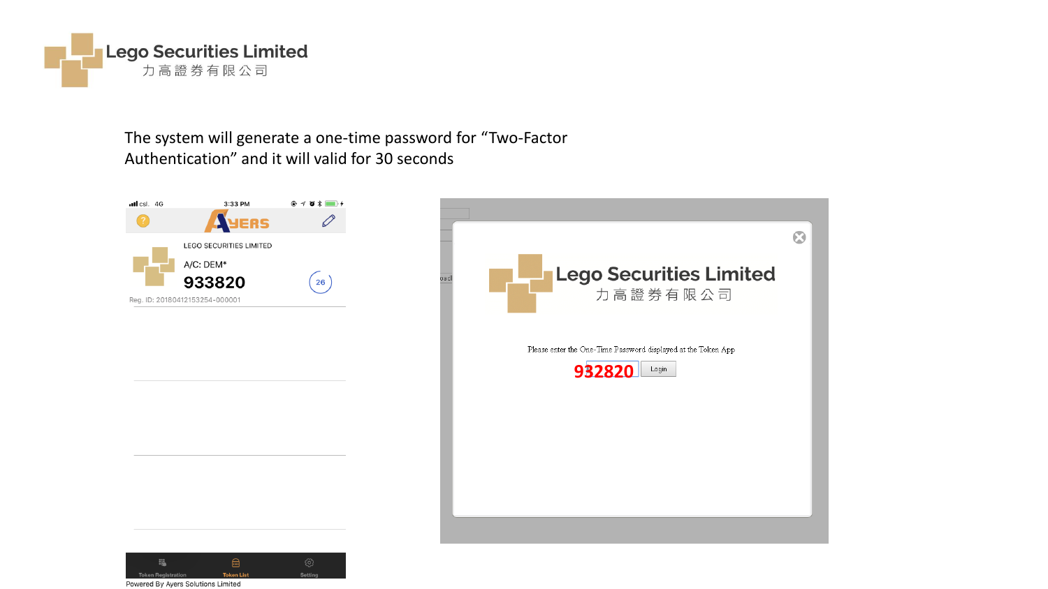Lego Securities Limited
力高證券有限公司

The system will generate a one-time password for "Two-Factor Authentication" and it will valid for 30 seconds

LEGO SECURITIES LIMITED

A/C: DEM*

933820

26

Reg. ID: 20180412153254-000001

Token Registration

Token List

Setting

Powered By Ayers Solutions Limited

Lego Securities Limited
力高證券有限公司

Please enter the One-Time Password displayed at the Token App

932820

Login